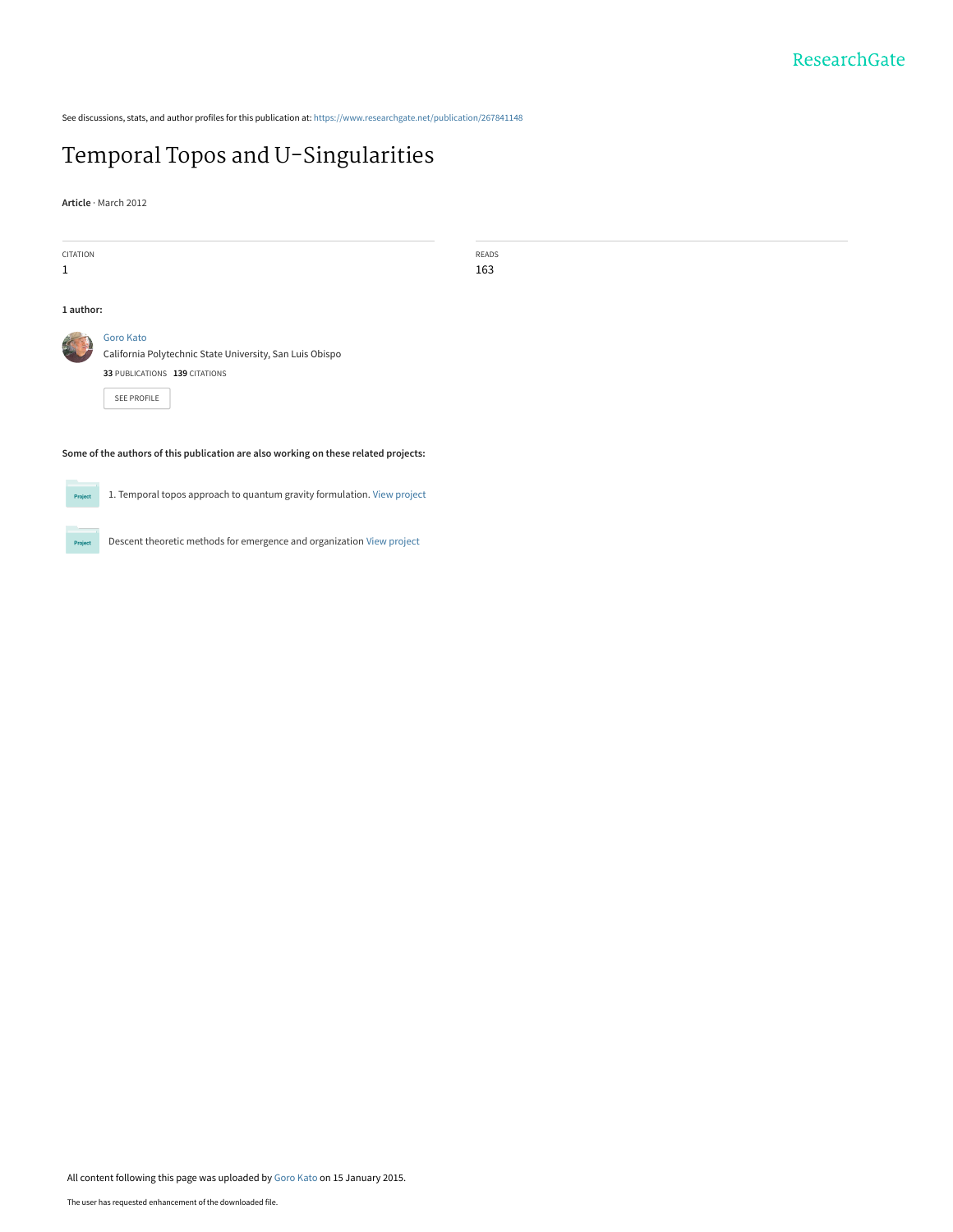See discussions, stats, and author profiles for this publication at: https://www.researchgate.net/publication/267841148

# Temporal Topos and U-Singularities

**Article** · March 2012

| CITATION | READS |
| --- | --- |
| 1 | 163 |

**1 author:**

Goro Kato
California Polytechnic State University, San Luis Obispo
**33** PUBLICATIONS **139** CITATIONS

SEE PROFILE

**Some of the authors of this publication are also working on these related projects:**

1. Temporal topos approach to quantum gravity formulation. View project

Descent theoretic methods for emergence and organization View project

All content following this page was uploaded by Goro Kato on 15 January 2015.

The user has requested enhancement of the downloaded file.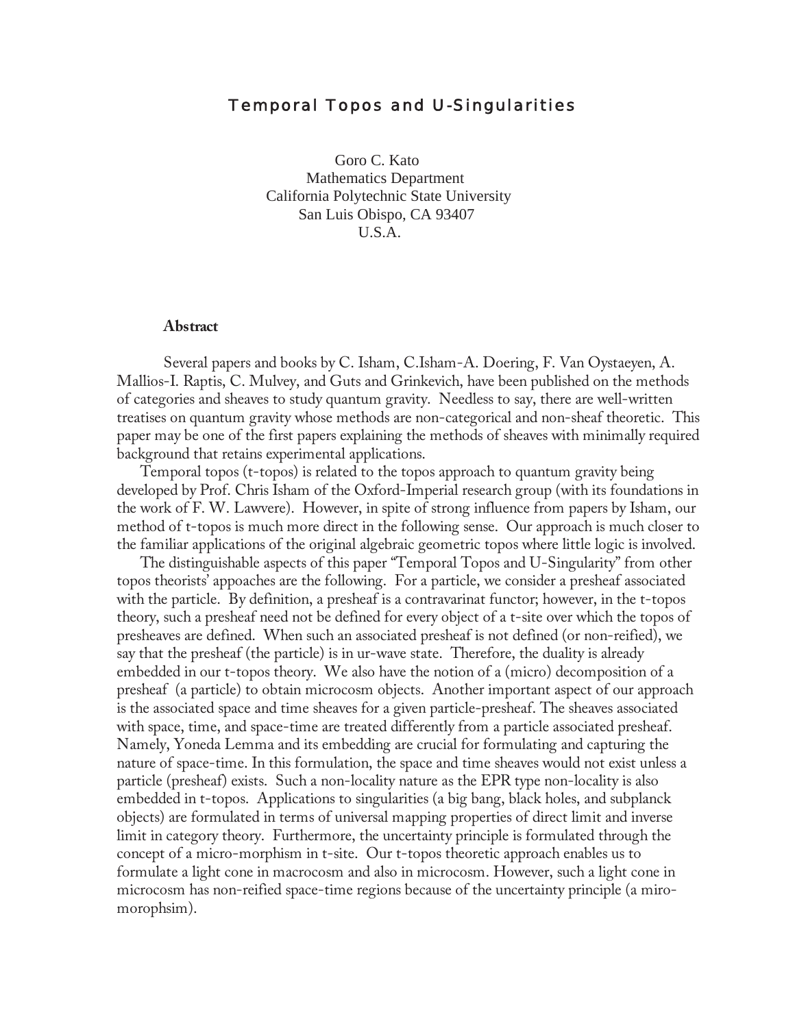# Temporal Topos and U-Singularities

Goro C. Kato
Mathematics Department
California Polytechnic State University
San Luis Obispo, CA 93407
U.S.A.

## Abstract

Several papers and books by C. Isham, C.Isham-A. Doering, F. Van Oystaeyen, A. Mallios-I. Raptis, C. Mulvey, and Guts and Grinkevich, have been published on the methods of categories and sheaves to study quantum gravity. Needless to say, there are well-written treatises on quantum gravity whose methods are non-categorical and non-sheaf theoretic. This paper may be one of the first papers explaining the methods of sheaves with minimally required background that retains experimental applications.

Temporal topos (t-topos) is related to the topos approach to quantum gravity being developed by Prof. Chris Isham of the Oxford-Imperial research group (with its foundations in the work of F. W. Lawvere). However, in spite of strong influence from papers by Isham, our method of t-topos is much more direct in the following sense. Our approach is much closer to the familiar applications of the original algebraic geometric topos where little logic is involved.

The distinguishable aspects of this paper "Temporal Topos and U-Singularity" from other topos theorists' appoaches are the following. For a particle, we consider a presheaf associated with the particle. By definition, a presheaf is a contravarinat functor; however, in the t-topos theory, such a presheaf need not be defined for every object of a t-site over which the topos of presheaves are defined. When such an associated presheaf is not defined (or non-reified), we say that the presheaf (the particle) is in ur-wave state. Therefore, the duality is already embedded in our t-topos theory. We also have the notion of a (micro) decomposition of a presheaf (a particle) to obtain microcosm objects. Another important aspect of our approach is the associated space and time sheaves for a given particle-presheaf. The sheaves associated with space, time, and space-time are treated differently from a particle associated presheaf. Namely, Yoneda Lemma and its embedding are crucial for formulating and capturing the nature of space-time. In this formulation, the space and time sheaves would not exist unless a particle (presheaf) exists. Such a non-locality nature as the EPR type non-locality is also embedded in t-topos. Applications to singularities (a big bang, black holes, and subplanck objects) are formulated in terms of universal mapping properties of direct limit and inverse limit in category theory. Furthermore, the uncertainty principle is formulated through the concept of a micro-morphism in t-site. Our t-topos theoretic approach enables us to formulate a light cone in macrocosm and also in microcosm. However, such a light cone in microcosm has non-reified space-time regions because of the uncertainty principle (a miro-morophsim).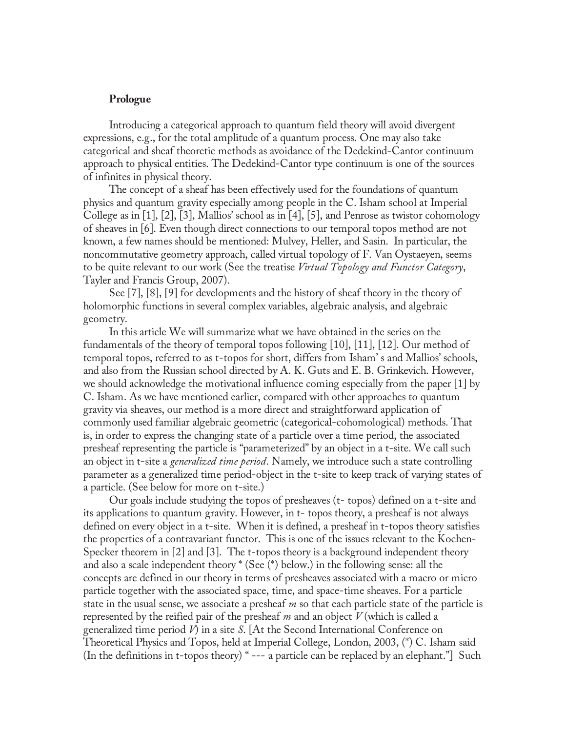## Prologue

Introducing a categorical approach to quantum field theory will avoid divergent expressions, e.g., for the total amplitude of a quantum process. One may also take categorical and sheaf theoretic methods as avoidance of the Dedekind-Cantor continuum approach to physical entities. The Dedekind-Cantor type continuum is one of the sources of infinites in physical theory.

The concept of a sheaf has been effectively used for the foundations of quantum physics and quantum gravity especially among people in the C. Isham school at Imperial College as in [1], [2], [3], Mallios' school as in [4], [5], and Penrose as twistor cohomology of sheaves in [6]. Even though direct connections to our temporal topos method are not known, a few names should be mentioned: Mulvey, Heller, and Sasin. In particular, the noncommutative geometry approach, called virtual topology of F. Van Oystaeyen, seems to be quite relevant to our work (See the treatise *Virtual Topology and Functor Category*, Tayler and Francis Group, 2007).

See [7], [8], [9] for developments and the history of sheaf theory in the theory of holomorphic functions in several complex variables, algebraic analysis, and algebraic geometry.

In this article We will summarize what we have obtained in the series on the fundamentals of the theory of temporal topos following [10], [11], [12]. Our method of temporal topos, referred to as t-topos for short, differs from Isham' s and Mallios' schools, and also from the Russian school directed by A. K. Guts and E. B. Grinkevich. However, we should acknowledge the motivational influence coming especially from the paper [1] by C. Isham. As we have mentioned earlier, compared with other approaches to quantum gravity via sheaves, our method is a more direct and straightforward application of commonly used familiar algebraic geometric (categorical-cohomological) methods. That is, in order to express the changing state of a particle over a time period, the associated presheaf representing the particle is "parameterized" by an object in a t-site. We call such an object in t-site a *generalized time period*. Namely, we introduce such a state controlling parameter as a generalized time period-object in the t-site to keep track of varying states of a particle. (See below for more on t-site.)

Our goals include studying the topos of presheaves (t- topos) defined on a t-site and its applications to quantum gravity. However, in t- topos theory, a presheaf is not always defined on every object in a t-site. When it is defined, a presheaf in t-topos theory satisfies the properties of a contravariant functor. This is one of the issues relevant to the Kochen-Specker theorem in [2] and [3]. The t-topos theory is a background independent theory and also a scale independent theory * (See (*) below.) in the following sense: all the concepts are defined in our theory in terms of presheaves associated with a macro or micro particle together with the associated space, time, and space-time sheaves. For a particle state in the usual sense, we associate a presheaf *m* so that each particle state of the particle is represented by the reified pair of the presheaf *m* and an object *V* (which is called a generalized time period *V*) in a site *S*. [At the Second International Conference on Theoretical Physics and Topos, held at Imperial College, London, 2003, (*) C. Isham said (In the definitions in t-topos theory) " --- a particle can be replaced by an elephant."] Such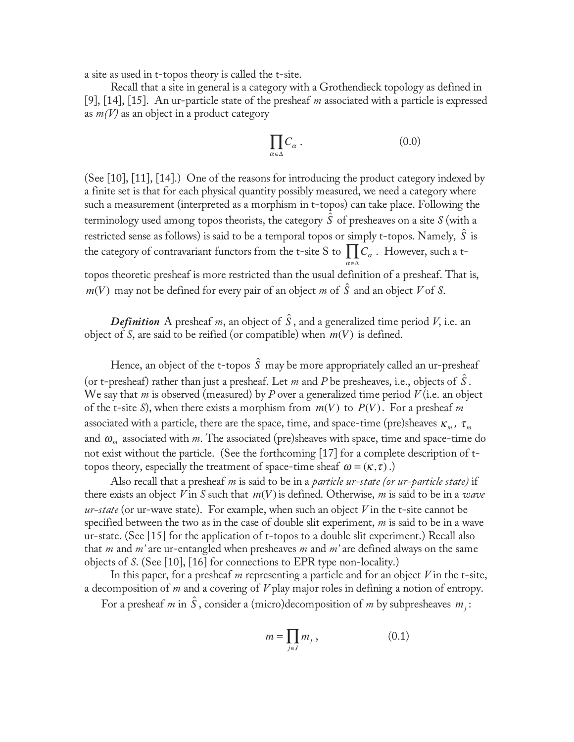a site as used in t-topos theory is called the t-site.

Recall that a site in general is a category with a Grothendieck topology as defined in [9], [14], [15]. An ur-particle state of the presheaf *m* associated with a particle is expressed as *m(V)* as an object in a product category

$$\prod_{\alpha \in \Delta} C_\alpha \,. \qquad (0.0)$$

(See [10], [11], [14].) One of the reasons for introducing the product category indexed by a finite set is that for each physical quantity possibly measured, we need a category where such a measurement (interpreted as a morphism in t-topos) can take place. Following the terminology used among topos theorists, the category $\hat{S}$ of presheaves on a site *S* (with a restricted sense as follows) is said to be a temporal topos or simply t-topos. Namely, $\hat{S}$ is the category of contravariant functors from the t-site S to $\prod_{\alpha \in \Delta} C_\alpha$. However, such a t-topos theoretic presheaf is more restricted than the usual definition of a presheaf. That is, $m(V)$ may not be defined for every pair of an object *m* of $\hat{S}$ and an object *V* of *S*.

***Definition*** A presheaf *m*, an object of $\hat{S}$, and a generalized time period *V*, i.e. an object of *S*, are said to be reified (or compatible) when $m(V)$ is defined.

Hence, an object of the t-topos $\hat{S}$ may be more appropriately called an ur-presheaf (or t-presheaf) rather than just a presheaf. Let *m* and *P* be presheaves, i.e., objects of $\hat{S}$. We say that *m* is observed (measured) by *P* over a generalized time period *V* (i.e. an object of the t-site *S*), when there exists a morphism from $m(V)$ to $P(V)$. For a presheaf *m* associated with a particle, there are the space, time, and space-time (pre)sheaves $\kappa_m$, $\tau_m$ and $\omega_m$ associated with *m*. The associated (pre)sheaves with space, time and space-time do not exist without the particle. (See the forthcoming [17] for a complete description of t-topos theory, especially the treatment of space-time sheaf $\omega = (\kappa, \tau)$.)

Also recall that a presheaf *m* is said to be in a *particle ur-state (or ur-particle state)* if there exists an object *V* in *S* such that $m(V)$ is defined. Otherwise, *m* is said to be in a *wave ur-state* (or ur-wave state). For example, when such an object *V* in the t-site cannot be specified between the two as in the case of double slit experiment, *m* is said to be in a wave ur-state. (See [15] for the application of t-topos to a double slit experiment.) Recall also that *m* and *m'* are ur-entangled when presheaves *m* and *m'* are defined always on the same objects of *S*. (See [10], [16] for connections to EPR type non-locality.)

In this paper, for a presheaf *m* representing a particle and for an object *V* in the t-site, a decomposition of *m* and a covering of *V* play major roles in defining a notion of entropy.

For a presheaf *m* in $\hat{S}$, consider a (micro)decomposition of *m* by subpresheaves $m_j$:

$$m = \prod_{j \in J} m_j \,, \qquad (0.1)$$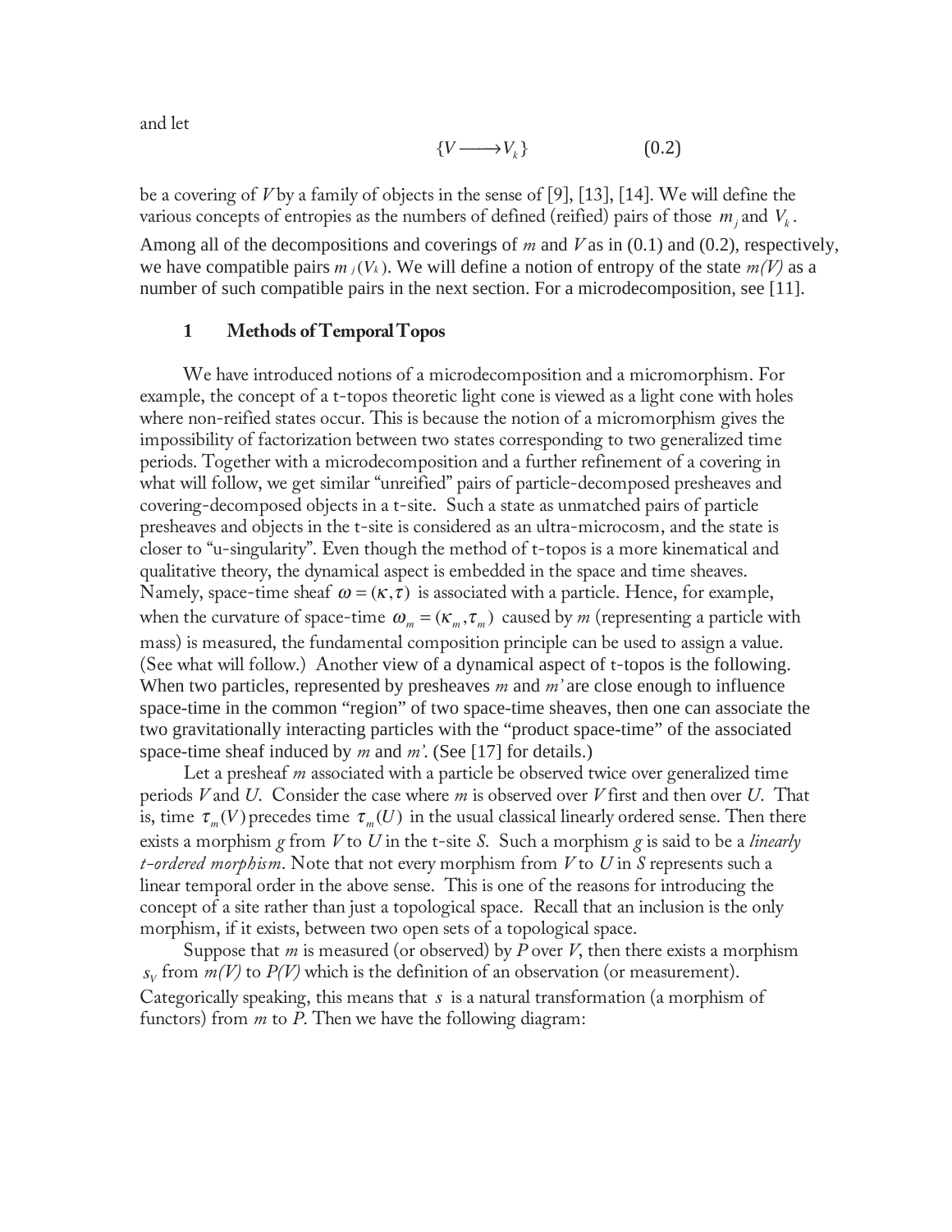and let

$$\{V \longrightarrow V_k\} \qquad (0.2)$$

be a covering of $V$ by a family of objects in the sense of [9], [13], [14]. We will define the various concepts of entropies as the numbers of defined (reified) pairs of those $m_j$ and $V_k$. Among all of the decompositions and coverings of $m$ and $V$ as in (0.1) and (0.2), respectively, we have compatible pairs $m_j(V_k)$. We will define a notion of entropy of the state $m(V)$ as a number of such compatible pairs in the next section. For a microdecomposition, see [11].

## 1 Methods of Temporal Topos

We have introduced notions of a microdecomposition and a micromorphism. For example, the concept of a t-topos theoretic light cone is viewed as a light cone with holes where non-reified states occur. This is because the notion of a micromorphism gives the impossibility of factorization between two states corresponding to two generalized time periods. Together with a microdecomposition and a further refinement of a covering in what will follow, we get similar "unreified" pairs of particle-decomposed presheaves and covering-decomposed objects in a t-site. Such a state as unmatched pairs of particle presheaves and objects in the t-site is considered as an ultra-microcosm, and the state is closer to "u-singularity". Even though the method of t-topos is a more kinematical and qualitative theory, the dynamical aspect is embedded in the space and time sheaves. Namely, space-time sheaf $\omega = (\kappa, \tau)$ is associated with a particle. Hence, for example, when the curvature of space-time $\omega_m = (\kappa_m, \tau_m)$ caused by $m$ (representing a particle with mass) is measured, the fundamental composition principle can be used to assign a value. (See what will follow.) Another view of a dynamical aspect of t-topos is the following. When two particles, represented by presheaves $m$ and $m'$ are close enough to influence space-time in the common "region" of two space-time sheaves, then one can associate the two gravitationally interacting particles with the "product space-time" of the associated space-time sheaf induced by $m$ and $m'$. (See [17] for details.)

Let a presheaf $m$ associated with a particle be observed twice over generalized time periods $V$ and $U$. Consider the case where $m$ is observed over $V$ first and then over $U$. That is, time $\tau_m(V)$ precedes time $\tau_m(U)$ in the usual classical linearly ordered sense. Then there exists a morphism $g$ from $V$ to $U$ in the t-site $S$. Such a morphism $g$ is said to be a *linearly t-ordered morphism*. Note that not every morphism from $V$ to $U$ in $S$ represents such a linear temporal order in the above sense. This is one of the reasons for introducing the concept of a site rather than just a topological space. Recall that an inclusion is the only morphism, if it exists, between two open sets of a topological space.

Suppose that $m$ is measured (or observed) by $P$ over $V$, then there exists a morphism $s_V$ from $m(V)$ to $P(V)$ which is the definition of an observation (or measurement). Categorically speaking, this means that $s$ is a natural transformation (a morphism of functors) from $m$ to $P$. Then we have the following diagram: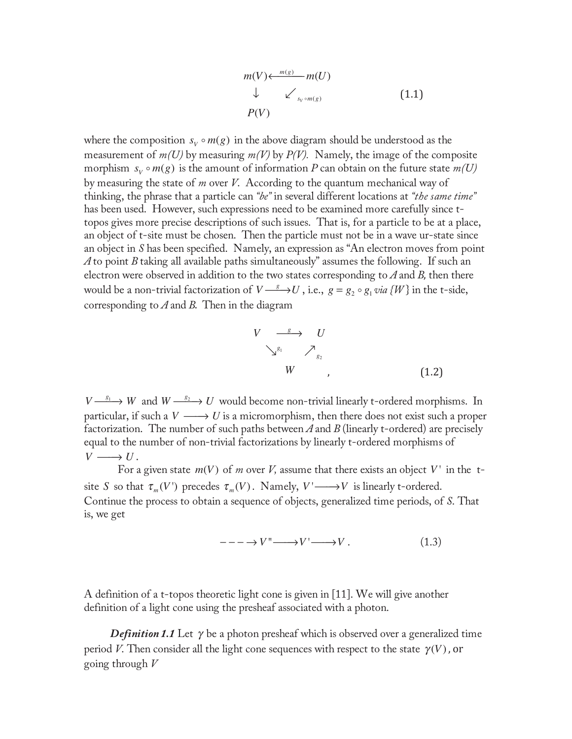$$\begin{array}{ccc} m(V) & \xleftarrow{m(g)} & m(U) \\ \downarrow & \swarrow_{s_V \circ m(g)} & \\ P(V) & & \end{array} \tag{1.1}$$

where the composition $s_V \circ m(g)$ in the above diagram should be understood as the measurement of *m(U)* by measuring *m(V)* by *P(V)*. Namely, the image of the composite morphism $s_V \circ m(g)$ is the amount of information *P* can obtain on the future state *m(U)* by measuring the state of *m* over *V*. According to the quantum mechanical way of thinking, the phrase that a particle can *"be"* in several different locations at *"the same time"* has been used. However, such expressions need to be examined more carefully since t-topos gives more precise descriptions of such issues. That is, for a particle to be at a place, an object of t-site must be chosen. Then the particle must not be in a wave ur-state since an object in *S* has been specified. Namely, an expression as "An electron moves from point *A* to point *B* taking all available paths simultaneously" assumes the following. If such an electron were observed in addition to the two states corresponding to *A* and *B,* then there would be a non-trivial factorization of $V \xrightarrow{g} U$, i.e., $g = g_2 \circ g_1$ *via* $\{W\}$ in the t-side, corresponding to *A* and *B*. Then in the diagram

$$\begin{array}{ccc} V & \xrightarrow{g} & U \\ & \searrow^{g_1} \quad \nearrow_{g_2} & \\ & W & \end{array} , \tag{1.2}$$

$V \xrightarrow{g_1} W$ and $W \xrightarrow{g_2} U$ would become non-trivial linearly t-ordered morphisms. In particular, if such a $V \longrightarrow U$ is a micromorphism, then there does not exist such a proper factorization. The number of such paths between *A* and *B* (linearly t-ordered) are precisely equal to the number of non-trivial factorizations by linearly t-ordered morphisms of $V \longrightarrow U$.

For a given state $m(V)$ of *m* over *V,* assume that there exists an object $V'$ in the t-site $S$ so that $\tau_m(V')$ precedes $\tau_m(V)$. Namely, $V' \longrightarrow V$ is linearly t-ordered. Continue the process to obtain a sequence of objects, generalized time periods, of *S*. That is, we get

$$---\to V'' \longrightarrow V' \longrightarrow V. \tag{1.3}$$

A definition of a t-topos theoretic light cone is given in [11]. We will give another definition of a light cone using the presheaf associated with a photon.

***Definition 1.1*** Let $\gamma$ be a photon presheaf which is observed over a generalized time period *V*. Then consider all the light cone sequences with respect to the state $\gamma(V)$, or going through *V*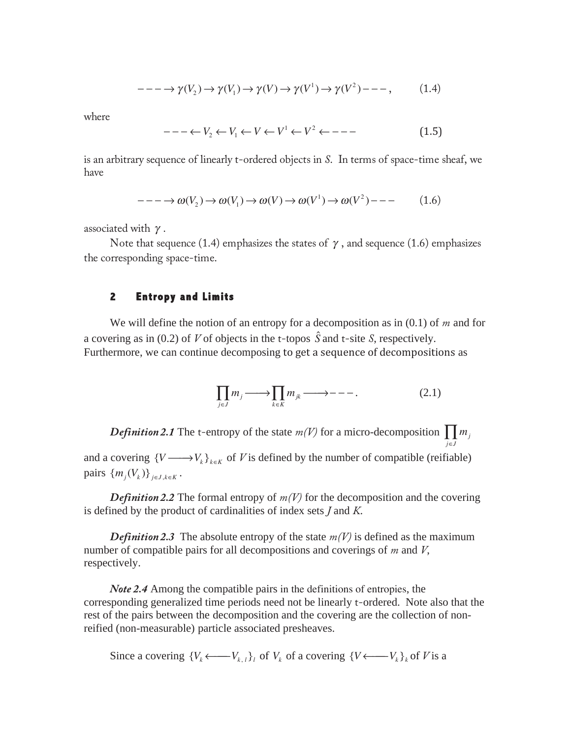$$- - - \to \gamma(V_2) \to \gamma(V_1) \to \gamma(V) \to \gamma(V^1) \to \gamma(V^2) - - - , \qquad (1.4)$$

where

$$- - - \leftarrow V_2 \leftarrow V_1 \leftarrow V \leftarrow V^1 \leftarrow V^2 \leftarrow - - - \qquad (1.5)$$

is an arbitrary sequence of linearly t-ordered objects in *S*. In terms of space-time sheaf, we have

$$- - - \to \omega(V_2) \to \omega(V_1) \to \omega(V) \to \omega(V^1) \to \omega(V^2) - - - \qquad (1.6)$$

associated with $\gamma$.

Note that sequence (1.4) emphasizes the states of $\gamma$, and sequence (1.6) emphasizes the corresponding space-time.

## 2 Entropy and Limits

We will define the notion of an entropy for a decomposition as in (0.1) of *m* and for a covering as in (0.2) of *V* of objects in the t-topos $\hat{S}$ and t-site *S*, respectively. Furthermore, we can continue decomposing to get a sequence of decompositions as

$$\prod_{j \in J} m_j \longrightarrow \prod_{k \in K} m_{jk} \longrightarrow - - - . \qquad (2.1)$$

***Definition 2.1*** The t-entropy of the state *m(V)* for a micro-decomposition $\prod_{j \in J} m_j$ and a covering $\{V \longrightarrow V_k\}_{k \in K}$ of *V* is defined by the number of compatible (reifiable) pairs $\{m_j(V_k)\}_{j \in J, k \in K}$.

***Definition 2.2*** The formal entropy of *m(V)* for the decomposition and the covering is defined by the product of cardinalities of index sets *J* and *K*.

***Definition 2.3*** The absolute entropy of the state *m(V)* is defined as the maximum number of compatible pairs for all decompositions and coverings of *m* and *V*, respectively.

***Note 2.4*** Among the compatible pairs in the definitions of entropies, the corresponding generalized time periods need not be linearly t-ordered. Note also that the rest of the pairs between the decomposition and the covering are the collection of non-reified (non-measurable) particle associated presheaves.

Since a covering $\{V_k \longleftarrow V_{k,l}\}_l$ of $V_k$ of a covering $\{V \longleftarrow V_k\}_k$ of *V* is a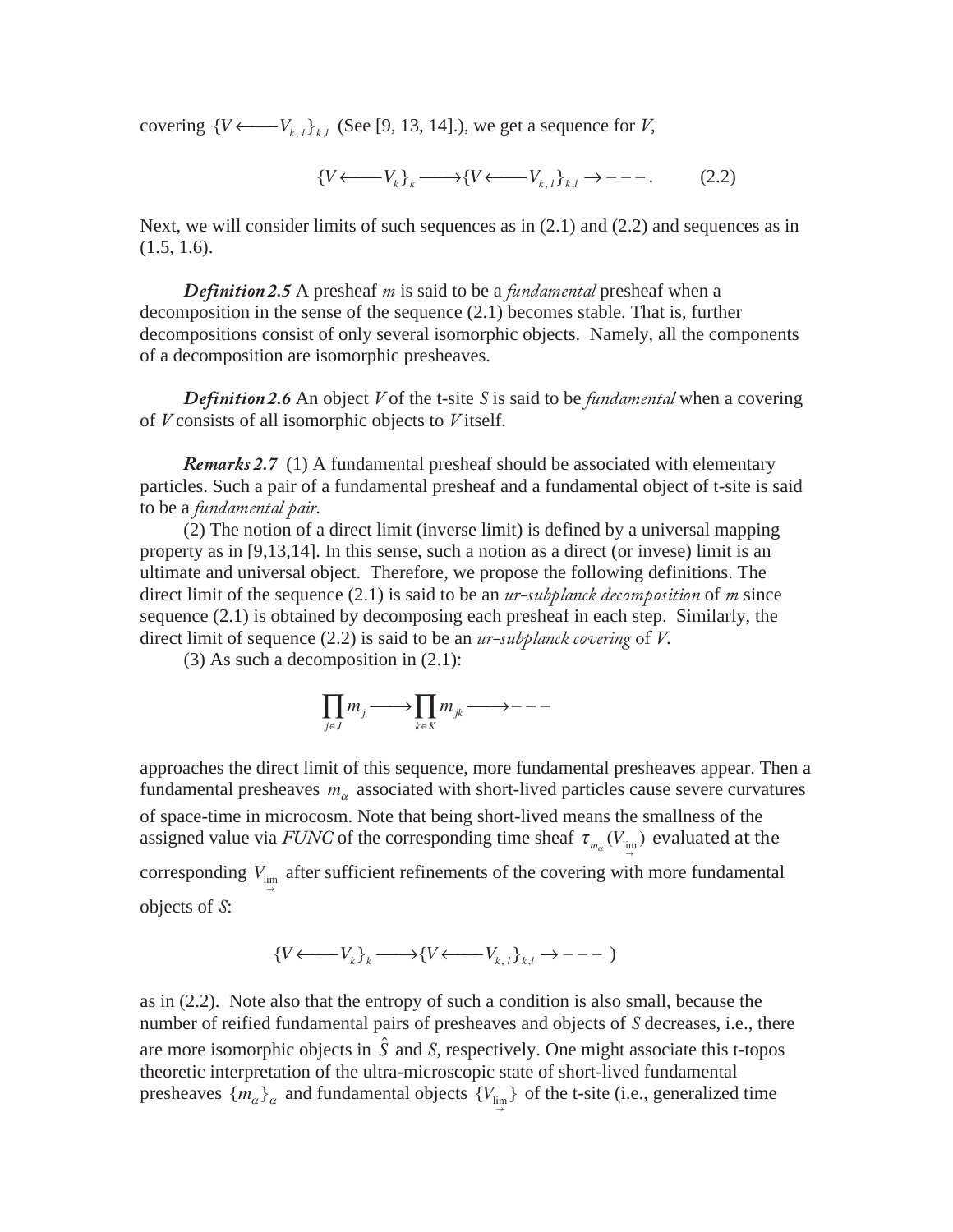covering $\{V \longleftarrow V_{k,l}\}_{k,l}$ (See [9, 13, 14].), we get a sequence for $V$,

$$\{V \longleftarrow V_k\}_k \longrightarrow \{V \longleftarrow V_{k,l}\}_{k,l} \rightarrow ---. \qquad (2.2)$$

Next, we will consider limits of such sequences as in (2.1) and (2.2) and sequences as in (1.5, 1.6).

***Definition 2.5*** A presheaf $m$ is said to be a *fundamental* presheaf when a decomposition in the sense of the sequence (2.1) becomes stable. That is, further decompositions consist of only several isomorphic objects. Namely, all the components of a decomposition are isomorphic presheaves.

***Definition 2.6*** An object $V$ of the t-site $S$ is said to be *fundamental* when a covering of $V$ consists of all isomorphic objects to $V$ itself.

***Remarks 2.7*** (1) A fundamental presheaf should be associated with elementary particles. Such a pair of a fundamental presheaf and a fundamental object of t-site is said to be a *fundamental pair*.

(2) The notion of a direct limit (inverse limit) is defined by a universal mapping property as in [9,13,14]. In this sense, such a notion as a direct (or invese) limit is an ultimate and universal object. Therefore, we propose the following definitions. The direct limit of the sequence (2.1) is said to be an *ur-subplanck decomposition* of $m$ since sequence (2.1) is obtained by decomposing each presheaf in each step. Similarly, the direct limit of sequence (2.2) is said to be an *ur-subplanck covering* of $V$.

(3) As such a decomposition in (2.1):

$$\prod_{j \in J} m_j \longrightarrow \prod_{k \in K} m_{jk} \longrightarrow ---$$

approaches the direct limit of this sequence, more fundamental presheaves appear. Then a fundamental presheaves $m_\alpha$ associated with short-lived particles cause severe curvatures of space-time in microcosm. Note that being short-lived means the smallness of the assigned value via *FUNC* of the corresponding time sheaf $\tau_{m_\alpha}(V_{\underset{\rightarrow}{\lim}})$ evaluated at the corresponding $V_{\underset{\rightarrow}{\lim}}$ after sufficient refinements of the covering with more fundamental objects of $S$:

$$\{V \longleftarrow V_k\}_k \longrightarrow \{V \longleftarrow V_{k,l}\}_{k,l} \rightarrow --- \;)$$

as in (2.2). Note also that the entropy of such a condition is also small, because the number of reified fundamental pairs of presheaves and objects of $S$ decreases, i.e., there are more isomorphic objects in $\hat{S}$ and $S$, respectively. One might associate this t-topos theoretic interpretation of the ultra-microscopic state of short-lived fundamental presheaves $\{m_\alpha\}_\alpha$ and fundamental objects $\{V_{\underset{\rightarrow}{\lim}}\}$ of the t-site (i.e., generalized time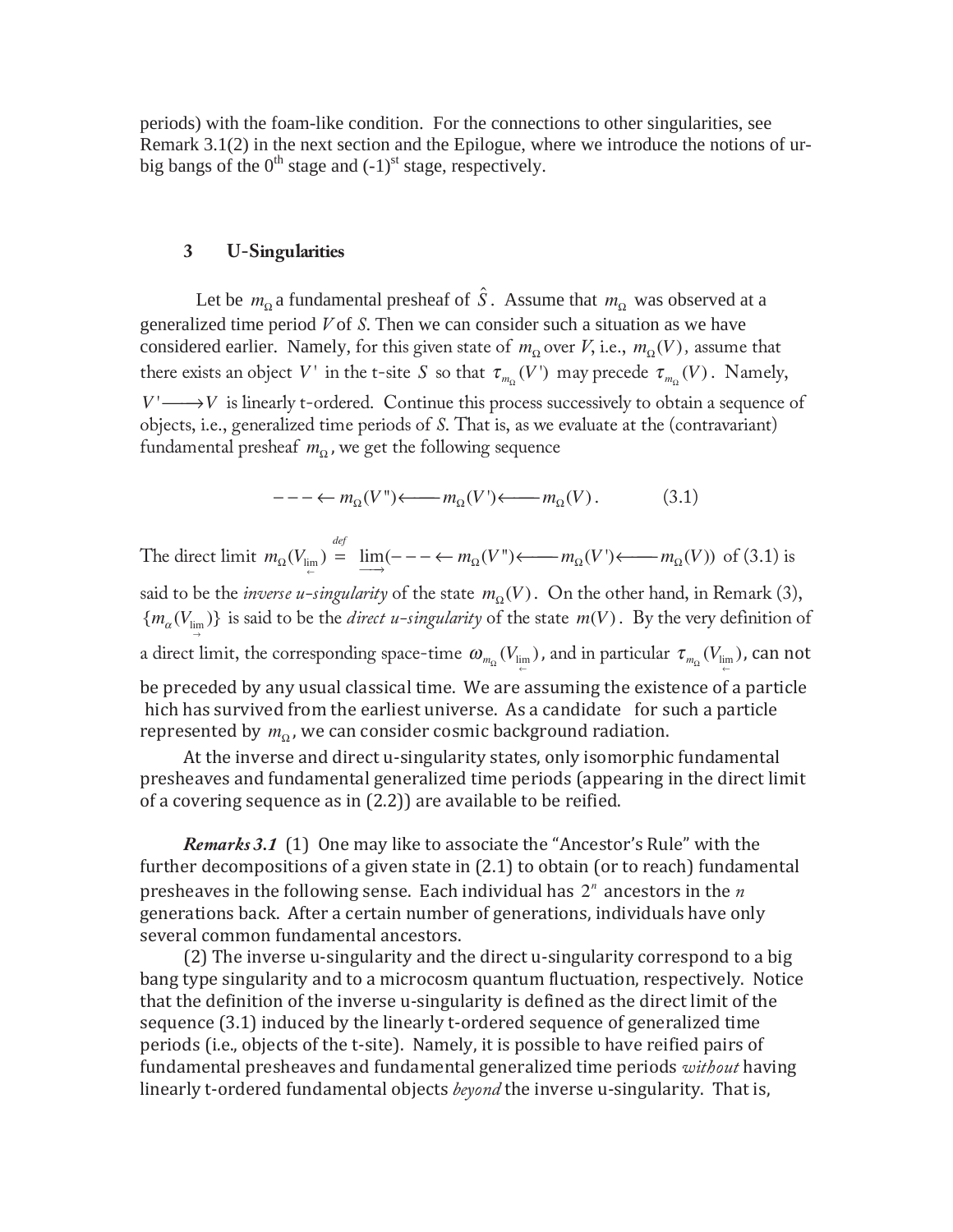periods) with the foam-like condition. For the connections to other singularities, see Remark 3.1(2) in the next section and the Epilogue, where we introduce the notions of ur-big bangs of the 0[th] stage and (-1)[st] stage, respectively.

## 3 U-Singularities

Let be $m_\Omega$ a fundamental presheaf of $\hat{S}$. Assume that $m_\Omega$ was observed at a generalized time period $V$ of $S$. Then we can consider such a situation as we have considered earlier. Namely, for this given state of $m_\Omega$ over $V$, i.e., $m_\Omega(V)$, assume that there exists an object $V'$ in the t-site $S$ so that $\tau_{m_\Omega}(V')$ may precede $\tau_{m_\Omega}(V)$. Namely, $V' \longrightarrow V$ is linearly t-ordered. Continue this process successively to obtain a sequence of objects, i.e., generalized time periods of $S$. That is, as we evaluate at the (contravariant) fundamental presheaf $m_\Omega$, we get the following sequence

$$--- \leftarrow m_\Omega(V'') \longleftarrow m_\Omega(V') \longleftarrow m_\Omega(V). \qquad (3.1)$$

The direct limit $m_\Omega(V_{\underset{\leftarrow}{\lim}}) \stackrel{def}{=} \underset{\longrightarrow}{\lim}(--- \leftarrow m_\Omega(V'') \longleftarrow m_\Omega(V') \longleftarrow m_\Omega(V))$ of (3.1) is said to be the *inverse u-singularity* of the state $m_\Omega(V)$. On the other hand, in Remark (3), $\{m_\alpha(V_{\underset{\rightarrow}{\lim}})\}$ is said to be the *direct u-singularity* of the state $m(V)$. By the very definition of a direct limit, the corresponding space-time $\omega_{m_\Omega}(V_{\underset{\leftarrow}{\lim}})$, and in particular $\tau_{m_\Omega}(V_{\underset{\leftarrow}{\lim}})$, can not be preceded by any usual classical time. We are assuming the existence of a particle hich has survived from the earliest universe. As a candidate for such a particle represented by $m_\Omega$, we can consider cosmic background radiation.

At the inverse and direct u-singularity states, only isomorphic fundamental presheaves and fundamental generalized time periods (appearing in the direct limit of a covering sequence as in (2.2)) are available to be reified.

***Remarks 3.1*** (1) One may like to associate the "Ancestor's Rule" with the further decompositions of a given state in (2.1) to obtain (or to reach) fundamental presheaves in the following sense. Each individual has $2^n$ ancestors in the $n$ generations back. After a certain number of generations, individuals have only several common fundamental ancestors.

(2) The inverse u-singularity and the direct u-singularity correspond to a big bang type singularity and to a microcosm quantum fluctuation, respectively. Notice that the definition of the inverse u-singularity is defined as the direct limit of the sequence (3.1) induced by the linearly t-ordered sequence of generalized time periods (i.e., objects of the t-site). Namely, it is possible to have reified pairs of fundamental presheaves and fundamental generalized time periods *without* having linearly t-ordered fundamental objects *beyond* the inverse u-singularity. That is,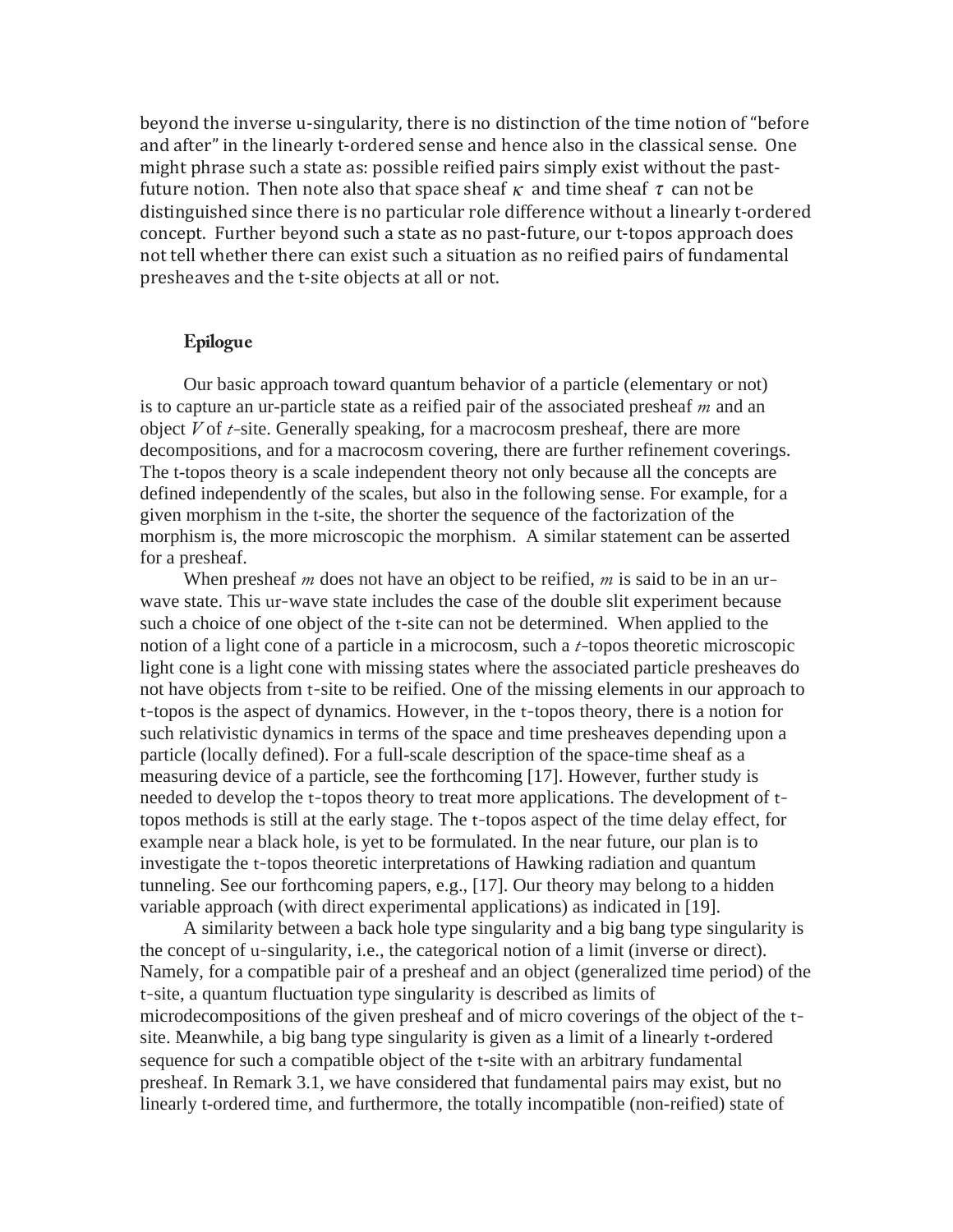beyond the inverse u-singularity, there is no distinction of the time notion of "before and after" in the linearly t-ordered sense and hence also in the classical sense. One might phrase such a state as: possible reified pairs simply exist without the past-future notion. Then note also that space sheaf $\kappa$ and time sheaf $\tau$ can not be distinguished since there is no particular role difference without a linearly t-ordered concept. Further beyond such a state as no past-future, our t-topos approach does not tell whether there can exist such a situation as no reified pairs of fundamental presheaves and the t-site objects at all or not.

## Epilogue

Our basic approach toward quantum behavior of a particle (elementary or not) is to capture an ur-particle state as a reified pair of the associated presheaf $m$ and an object $V$ of $t$-site. Generally speaking, for a macrocosm presheaf, there are more decompositions, and for a macrocosm covering, there are further refinement coverings. The t-topos theory is a scale independent theory not only because all the concepts are defined independently of the scales, but also in the following sense. For example, for a given morphism in the t-site, the shorter the sequence of the factorization of the morphism is, the more microscopic the morphism. A similar statement can be asserted for a presheaf.

When presheaf $m$ does not have an object to be reified, $m$ is said to be in an ur-wave state. This ur-wave state includes the case of the double slit experiment because such a choice of one object of the t-site can not be determined. When applied to the notion of a light cone of a particle in a microcosm, such a $t$-topos theoretic microscopic light cone is a light cone with missing states where the associated particle presheaves do not have objects from t-site to be reified. One of the missing elements in our approach to t-topos is the aspect of dynamics. However, in the t-topos theory, there is a notion for such relativistic dynamics in terms of the space and time presheaves depending upon a particle (locally defined). For a full-scale description of the space-time sheaf as a measuring device of a particle, see the forthcoming [17]. However, further study is needed to develop the t-topos theory to treat more applications. The development of t-topos methods is still at the early stage. The t-topos aspect of the time delay effect, for example near a black hole, is yet to be formulated. In the near future, our plan is to investigate the t-topos theoretic interpretations of Hawking radiation and quantum tunneling. See our forthcoming papers, e.g., [17]. Our theory may belong to a hidden variable approach (with direct experimental applications) as indicated in [19].

A similarity between a back hole type singularity and a big bang type singularity is the concept of u-singularity, i.e., the categorical notion of a limit (inverse or direct). Namely, for a compatible pair of a presheaf and an object (generalized time period) of the t-site, a quantum fluctuation type singularity is described as limits of microdecompositions of the given presheaf and of micro coverings of the object of the t-site. Meanwhile, a big bang type singularity is given as a limit of a linearly t-ordered sequence for such a compatible object of the t-site with an arbitrary fundamental presheaf. In Remark 3.1, we have considered that fundamental pairs may exist, but no linearly t-ordered time, and furthermore, the totally incompatible (non-reified) state of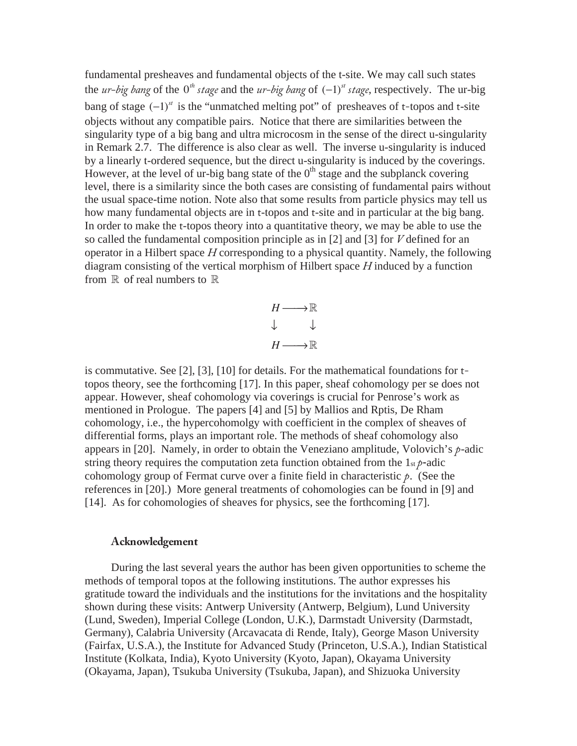fundamental presheaves and fundamental objects of the t-site. We may call such states the *ur-big bang* of the $0^{th}$ *stage* and the *ur-big bang* of $(-1)^{st}$ *stage*, respectively. The ur-big bang of stage $(-1)^{st}$ is the "unmatched melting pot" of presheaves of t-topos and t-site objects without any compatible pairs. Notice that there are similarities between the singularity type of a big bang and ultra microcosm in the sense of the direct u-singularity in Remark 2.7. The difference is also clear as well. The inverse u-singularity is induced by a linearly t-ordered sequence, but the direct u-singularity is induced by the coverings. However, at the level of ur-big bang state of the $0^{th}$ stage and the subplanck covering level, there is a similarity since the both cases are consisting of fundamental pairs without the usual space-time notion. Note also that some results from particle physics may tell us how many fundamental objects are in t-topos and t-site and in particular at the big bang. In order to make the t-topos theory into a quantitative theory, we may be able to use the so called the fundamental composition principle as in [2] and [3] for $V$ defined for an operator in a Hilbert space $H$ corresponding to a physical quantity. Namely, the following diagram consisting of the vertical morphism of Hilbert space $H$ induced by a function from $\mathbb{R}$ of real numbers to $\mathbb{R}$

$$\begin{array}{ccc} H & \longrightarrow & \mathbb{R} \\ \downarrow & & \downarrow \\ H & \longrightarrow & \mathbb{R} \end{array}$$

is commutative. See [2], [3], [10] for details. For the mathematical foundations for t-topos theory, see the forthcoming [17]. In this paper, sheaf cohomology per se does not appear. However, sheaf cohomology via coverings is crucial for Penrose's work as mentioned in Prologue. The papers [4] and [5] by Mallios and Rptis, De Rham cohomology, i.e., the hypercohomolgy with coefficient in the complex of sheaves of differential forms, plays an important role. The methods of sheaf cohomology also appears in [20]. Namely, in order to obtain the Veneziano amplitude, Volovich's $p$-adic string theory requires the computation zeta function obtained from the $1_{st}$ $p$-adic cohomology group of Fermat curve over a finite field in characteristic $p$. (See the references in [20].) More general treatments of cohomologies can be found in [9] and [14]. As for cohomologies of sheaves for physics, see the forthcoming [17].

## Acknowledgement

During the last several years the author has been given opportunities to scheme the methods of temporal topos at the following institutions. The author expresses his gratitude toward the individuals and the institutions for the invitations and the hospitality shown during these visits: Antwerp University (Antwerp, Belgium), Lund University (Lund, Sweden), Imperial College (London, U.K.), Darmstadt University (Darmstadt, Germany), Calabria University (Arcavacata di Rende, Italy), George Mason University (Fairfax, U.S.A.), the Institute for Advanced Study (Princeton, U.S.A.), Indian Statistical Institute (Kolkata, India), Kyoto University (Kyoto, Japan), Okayama University (Okayama, Japan), Tsukuba University (Tsukuba, Japan), and Shizuoka University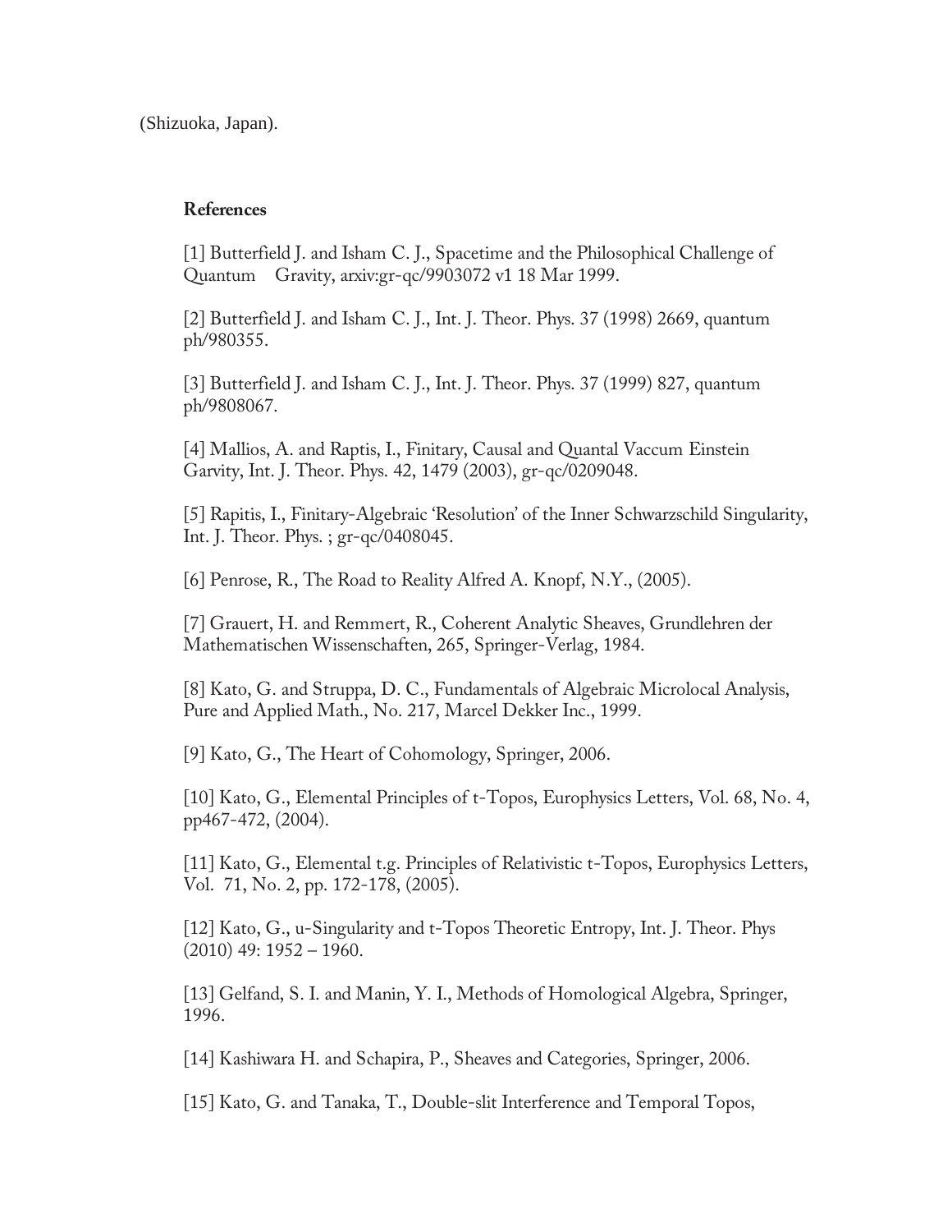(Shizuoka, Japan).

**References**

[1] Butterfield J. and Isham C. J., Spacetime and the Philosophical Challenge of Quantum Gravity, arxiv:gr-qc/9903072 v1 18 Mar 1999.

[2] Butterfield J. and Isham C. J., Int. J. Theor. Phys. 37 (1998) 2669, quantum ph/980355.

[3] Butterfield J. and Isham C. J., Int. J. Theor. Phys. 37 (1999) 827, quantum ph/9808067.

[4] Mallios, A. and Raptis, I., Finitary, Causal and Quantal Vaccum Einstein Garvity, Int. J. Theor. Phys. 42, 1479 (2003), gr-qc/0209048.

[5] Rapitis, I., Finitary-Algebraic 'Resolution' of the Inner Schwarzschild Singularity, Int. J. Theor. Phys. ; gr-qc/0408045.

[6] Penrose, R., The Road to Reality Alfred A. Knopf, N.Y., (2005).

[7] Grauert, H. and Remmert, R., Coherent Analytic Sheaves, Grundlehren der Mathematischen Wissenschaften, 265, Springer-Verlag, 1984.

[8] Kato, G. and Struppa, D. C., Fundamentals of Algebraic Microlocal Analysis, Pure and Applied Math., No. 217, Marcel Dekker Inc., 1999.

[9] Kato, G., The Heart of Cohomology, Springer, 2006.

[10] Kato, G., Elemental Principles of t-Topos, Europhysics Letters, Vol. 68, No. 4, pp467-472, (2004).

[11] Kato, G., Elemental t.g. Principles of Relativistic t-Topos, Europhysics Letters, Vol. 71, No. 2, pp. 172-178, (2005).

[12] Kato, G., u-Singularity and t-Topos Theoretic Entropy, Int. J. Theor. Phys (2010) 49: 1952 – 1960.

[13] Gelfand, S. I. and Manin, Y. I., Methods of Homological Algebra, Springer, 1996.

[14] Kashiwara H. and Schapira, P., Sheaves and Categories, Springer, 2006.

[15] Kato, G. and Tanaka, T., Double-slit Interference and Temporal Topos,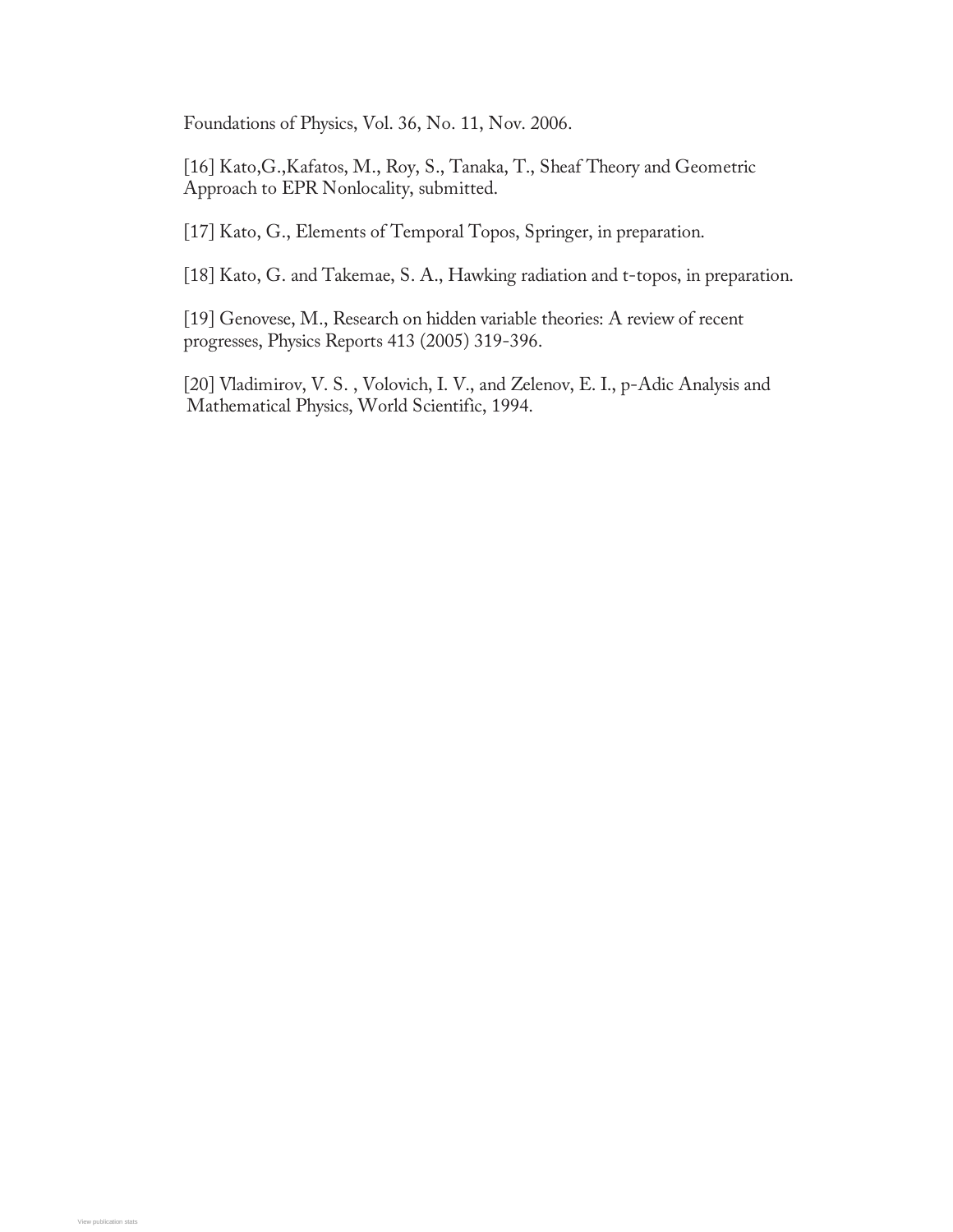Foundations of Physics, Vol. 36, No. 11, Nov. 2006.

[16] Kato,G.,Kafatos, M., Roy, S., Tanaka, T., Sheaf Theory and Geometric Approach to EPR Nonlocality, submitted.

[17] Kato, G., Elements of Temporal Topos, Springer, in preparation.

[18] Kato, G. and Takemae, S. A., Hawking radiation and t-topos, in preparation.

[19] Genovese, M., Research on hidden variable theories: A review of recent progresses, Physics Reports 413 (2005) 319-396.

[20] Vladimirov, V. S. , Volovich, I. V., and Zelenov, E. I., p-Adic Analysis and Mathematical Physics, World Scientific, 1994.